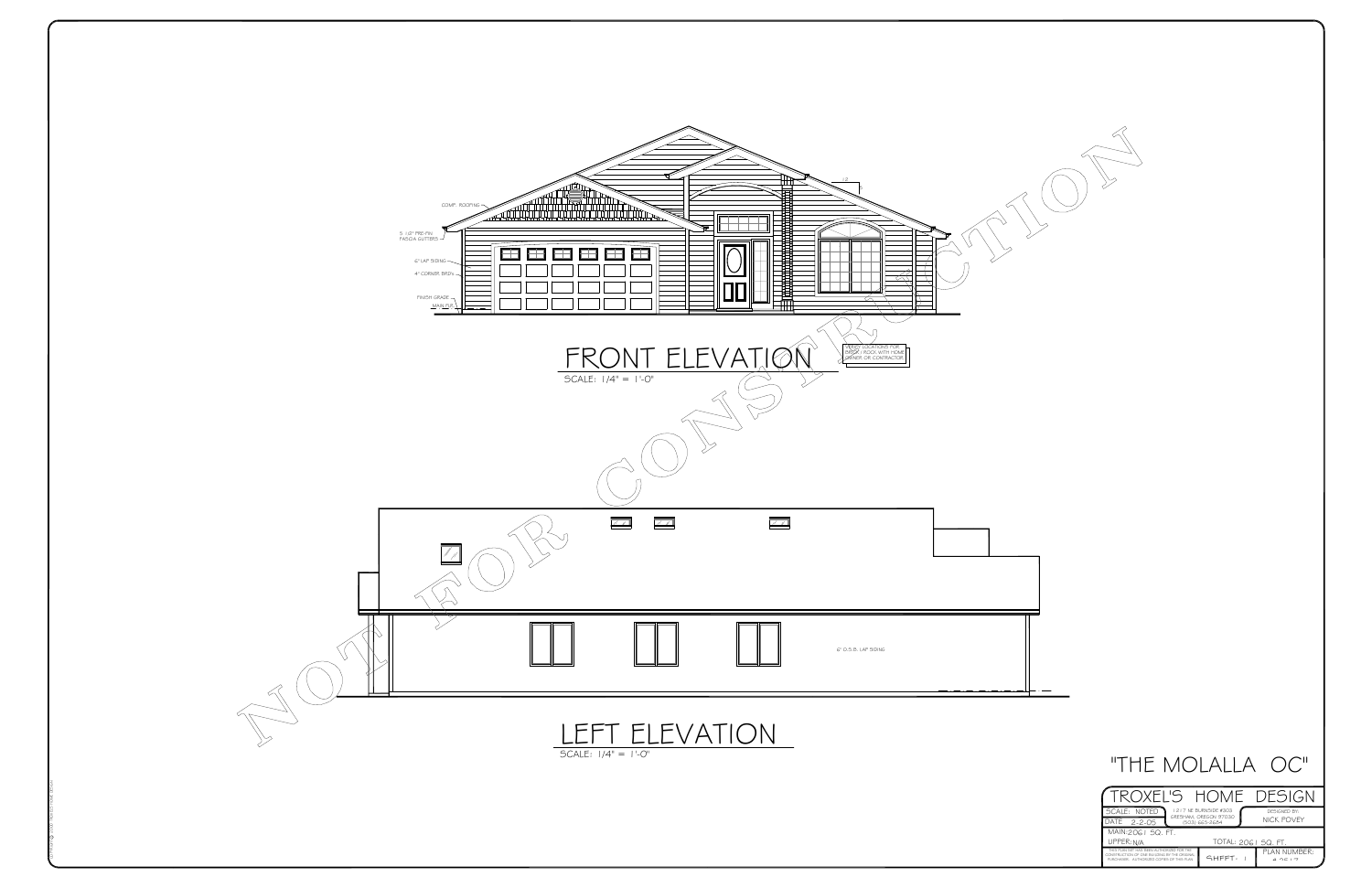COMP. ROOFING

5 1/2" PRE-FIN. FASCIA GUTTERS

6" LAP SIDING

4" CORNER BRD's

FINISH GRADE

MAIN FLR.

VERIFY LOCATIONS FOR BRICK / ROCK WITH HOME OWNER, OR CONTRACTOR.

## FRONT ELEVATION

SCALE: 1/4" = 1'-0"

6" O.S.B. LAP SIDING

## LEFT ELEVATION

SCALE: 1/4" = 1'-0"

NOT FOR CONSTRUCTION

"THE MOLALLA OC"

| TROXEL'S HOME DESIGN | | |
|---|---|---|
| SCALE: NOTED | 1217 NE BURNSIDE #303 GRESHAM, OREGON 97030 (503) 665-2684 | DESIGNED BY: NICK POVEY |
| DATE: 2-2-05 | | |
| MAIN: 2061 SQ. FT. | | |
| UPPER: N/A | TOTAL: 2061 SQ. FT. | |
| THIS PLAN HAS BEEN AUTHORIZED FOR THE CONSTRUCTION OF ONE BUILDING BY THE ORIGINAL PURCHASER. AUTHORIZED COPIES OF THIS PLAN | SHEET: 1 | PLAN NUMBER: |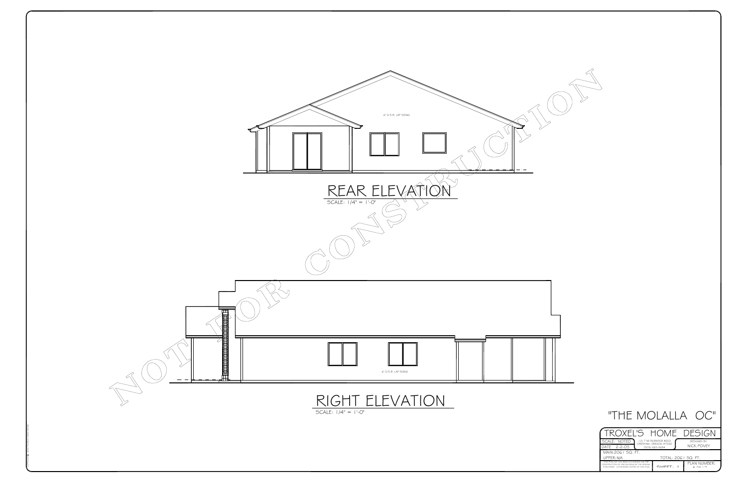6" O.S.B. LAP SIDING

## REAR ELEVATION

SCALE: 1/4" = 1'-0"

6" O.S.B. LAP SIDING

## RIGHT ELEVATION

SCALE: 1/4" = 1'-0"

NOT FOR CONSTRUCTION

"THE MOLALLA OC"

| TROXEL'S HOME DESIGN | | |
|---|---|---|
| SCALE: NOTED | 1217 NE BURNSIDE #303 GRESHAM, OREGON 97030 (503) 665-2684 | DESIGNED BY: NICK POVEY |
| DATE: 2-2-05 | | |
| MAIN: 2061 SQ. FT. | | |
| UPPER: N/A | TOTAL: 2061 SQ. FT. | |
| THIS PLAN SET HAS BEEN AUTHORIZED FOR THE CONSTRUCTION OF ONE BUILDING BY THE ORIGINAL PURCHASER. AUTHORIZED COPIES OF THIS PLAN | SHEET: 2 | PLAN NUMBER: |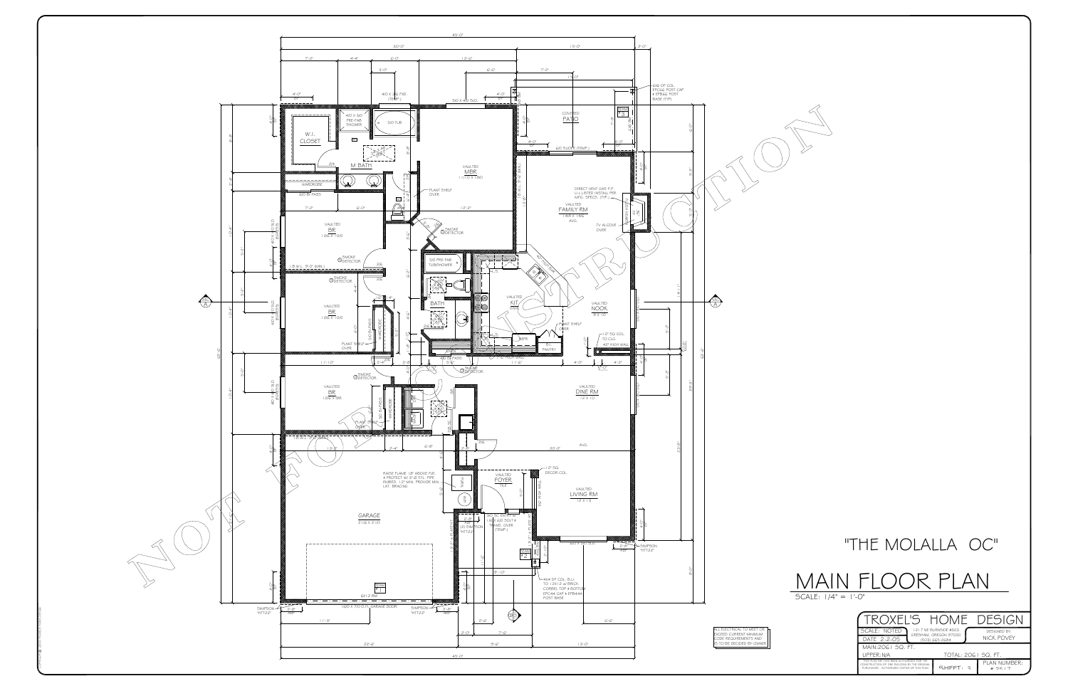# "THE MOLALLA OC"

## MAIN FLOOR PLAN

SCALE: 1/4" = 1'-0"

NOT FOR CONSTRUCTION

W.I. CLOSET

4/0 X 3/0 PRE-FAB SHOWER

5/0 TUB

M BATH

WARDROBE

VAULTED MBR 11'/0 X 13/0

PLANT SHELF OVER

COVERED PATIO

6/0 SLIDER (TEMP.)

VAULTED FAMILY RM 14/8 X 14/6 AVG.

DIRECT-VENT GAS F.P. U.L.LISTED INSTALL PER MFG. SPECS. (TYP.)

TV ALCOVE OVER

VAULTED BR 12/6 X 10/0

SMOKE DETECTOR

5/0 PRE-FAB TUB/SHOWER

BATH

VAULTED KIT

PANTRY

PLANT SHELF OVER

VAULTED NOOK 8 X 10

12" SQ COL. TO CLG.

42" HIGH WALL

VAULTED BR 12/6 X 10/0

VAULTED BR 12/6 X 9/8

VAULTED DINE RM 12 X 10

WARDROBE

PLANT SHELF OVER

GARAGE 21/6 X 21/0

RAISE FLAME 18" ABOVE FLR. & PROTECT W/ 3" Ø STL. PIPE EMBED. 12" MIN. PROVIDE MIN. LAT. BRACING

FURN.

W/H

VAULTED FOYER TILE

12" SQ. DECOR. COL.

VAULTED LIVING RM 13 X 13

3/0 SC ENTRY W/ (2) 1/2 X 6/0 SDLT & TRANS. OVER (TEMP.)

4X4 DF COL. B.U. TO 12X12 w/ BRICK CORBEL TOP & BOTTOM EPC44 CAP & EPB44A POST BASE

6X6 DF COL. EPC66 POST CAP & EPB66 POST BASE (TYP.)

16/0 X 7/0 O.H. GARAGE DOOR

SIMPSON "HTT22"

ALL ELECTRICAL TO MEET OR EXCEED CURRENT MINIMUM CODE REQUIREMENTS AND IS TO BE DECIDED BY OWNER.

| TROXEL'S HOME DESIGN | | |
|---|---|---|
| SCALE: NOTED | 1217 NE BURNSIDE #303 GRESHAM, OREGON 97030 (503) 665-2684 | DESIGNED BY: NICK POVEY |
| DATE: 2-2-05 | | |
| MAIN: 2061 SQ. FT. | | |
| UPPER: N/A | TOTAL: 2061 SQ. FT. | |
| | SHEET: 3 | PLAN NUMBER: # 2517 |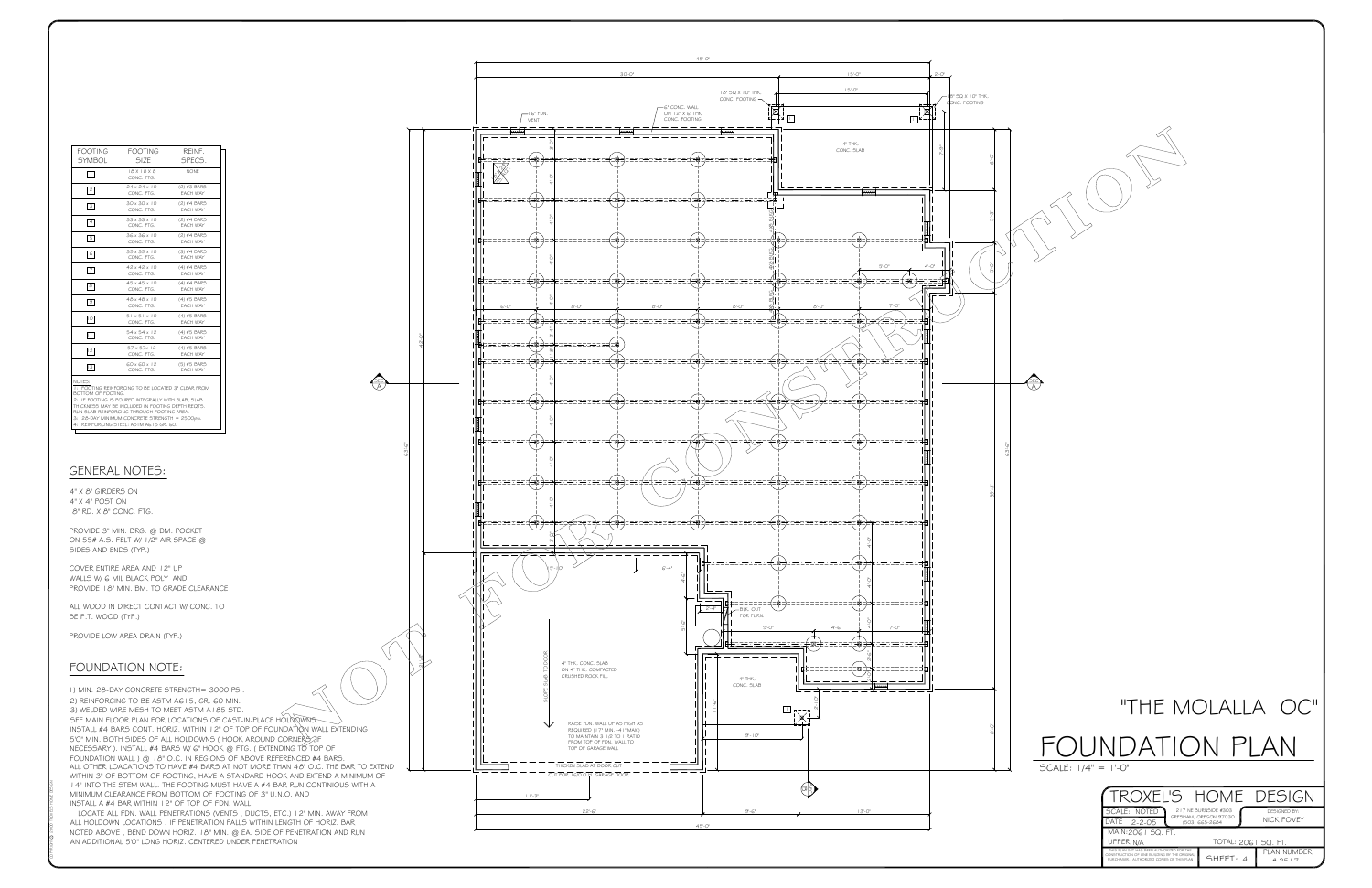| FOOTING SYMBOL | FOOTING SIZE | REINF. SPECS. |
|---|---|---|
| 1 | 18 x 18 x 8 CONC. FTG. | NONE |
| 2 | 24 x 24 x 10 CONC. FTG. | (2) #3 BARS EACH WAY |
| 3 | 30 x 30 x 10 CONC. FTG. | (3) #4 BARS EACH WAY |
| 4 | 33 x 33 x 10 CONC. FTG. | (3) #4 BARS EACH WAY |
| 5 | 36 x 36 x 10 CONC. FTG. | (3) #4 BARS EACH WAY |
| 6 | 39 x 39 x 10 CONC. FTG. | (3) #4 BARS EACH WAY |
| 7 | 42 x 42 x 10 CONC. FTG. | (4) #4 BARS EACH WAY |
| 8 | 45 x 45 x 10 CONC. FTG. | (4) #4 BARS EACH WAY |
| 9 | 48 x 48 x 10 CONC. FTG. | (4) #5 BARS EACH WAY |
| 10 | 51 x 51 x 10 CONC. FTG. | (4) #5 BARS EACH WAY |
| 11 | 54 x 54 x 12 CONC. FTG. | (4) #5 BARS EACH WAY |
| 12 | 57 x 57 x 12 CONC. FTG. | (4) #5 BARS EACH WAY |
| 13 | 60 x 60 x 12 CONC. FTG. | (5) #5 BARS EACH WAY |

NOTES:
1. FOOTING REINFORCING TO BE LOCATED 3" CLEAR FROM BOTTOM OF FOOTING.
2. IF FOOTING IS POURED INTEGRALLY WITH SLAB, SLAB THICKNESS MAY BE INCLUDED IN FOOTING DEPTH REQTS. RUN SLAB REINFORCING THROUGH FOOTING AREA.
3. 28-DAY MINIMUM CONCRETE STRENGTH = 2500psi.
4. REINFORCING STEEL: ASTM A615 GR. 60.

## GENERAL NOTES:

4" X 8" GIRDERS ON
4" X 4" POST ON
18" RD. X 8" CONC. FTG.

PROVIDE 3" MIN. BRG. @ BM. POCKET ON 55# A.S. FELT W/ 1/2" AIR SPACE @ SIDES AND ENDS (TYP.)

COVER ENTIRE AREA AND 12" UP WALLS W/ 6 MIL BLACK POLY AND PROVIDE 18" MIN. BM. TO GRADE CLEARANCE

ALL WOOD IN DIRECT CONTACT W/ CONC. TO BE P.T. WOOD (TYP.)

PROVIDE LOW AREA DRAIN (TYP.)

## FOUNDATION NOTE:

1) MIN. 28-DAY CONCRETE STRENGTH= 3000 PSI.
2) REINFORCING TO BE ASTM A615, GR. 60 MIN.
3) WELDED WIRE MESH TO MEET ASTM A185 STD.
SEE MAIN FLOOR PLAN FOR LOCATIONS OF CAST-IN-PLACE HOLDOWNS. INSTALL #4 BARS CONT. HORIZ. WITHIN 12" OF TOP OF FOUNDATION WALL EXTENDING 5'0" MIN. BOTH SIDES OF ALL HOLDOWNS ( HOOK AROUND CORNERS IF NECESSARY ). INSTALL #4 BARS W/ 6" HOOK @ FTG. ( EXTENDING TO TOP OF FOUNDATION WALL ) @ 18" O.C. IN REGIONS OF ABOVE REFERENCED #4 BARS. ALL OTHER LOCATIONS TO HAVE #4 BARS AT NOT MORE THAN 48" O.C. THE BAR TO EXTEND WITHIN 3" OF BOTTOM OF FOOTING, HAVE A STANDARD HOOK AND EXTEND A MINIMUM OF 14" INTO THE STEM WALL. THE FOOTING MUST HAVE A #4 BAR RUN CONTINOUS WITH A MINIMUM CLEARANCE FROM BOTTOM OF FOOTING OF 3" U.N.O. AND INSTALL A #4 BAR WITHIN 12" OF TOP OF FDN. WALL.
LOCATE ALL FDN. WALL PENETRATIONS (VENTS , DUCTS, ETC.) 12" MIN. AWAY FROM ALL HOLDOWN LOCATIONS . IF PENETRATION FALLS WITHIN LENGTH OF HORIZ. BAR NOTED ABOVE , BEND DOWN HORIZ. 18" MIN. @ EA. SIDE OF PENETRATION AND RUN AN ADDITIONAL 5'0" LONG HORIZ. CENTERED UNDER PENETRATION

45'-0" | 30'-0" | 15'-0" | 2'-0" | 15'-0"

18" SQ X 10" THK. CONC. FOOTING

6" CONC. WALL ON 12" X 6" THK. CONC. FOOTING

6" FDN. VENT

4" THK. CONC. SLAB

4" THK. CONC. SLAB ON 4" THK. COMPACTED CRUSHED ROCK FILL

SLOPE SLAB TO DOOR

RAISE FDN. WALL UP AS HIGH AS REQUIRED (17" MIN. -41" MAX.) TO MAINTAIN 3 1/2 TO 1 RATIO FROM TOP OF FDN. WALL TO TOP OF GARAGE WALL

THICKEN SLAB AT DOOR CUT OUT FOR 16'0" O.H. GARAGE DOOR

BLK. OUT FOR FURN.

4" THK. CONC. SLAB

NOT FOR CONSTRUCTION

# "THE MOLALLA OC"

# FOUNDATION PLAN

SCALE: 1/4" = 1'-0"

TROXEL'S HOME DESIGN
1217 NE BURNSIDE #303 GRESHAM, OREGON 97030 (503) 665-2684
SCALE: NOTED
DATE: 2-2-05
DESIGNED BY: NICK POVEY
MAIN: 2061 SQ. FT.
UPPER: N/A
TOTAL: 2061 SQ. FT.
SHEET: 4
PLAN NUMBER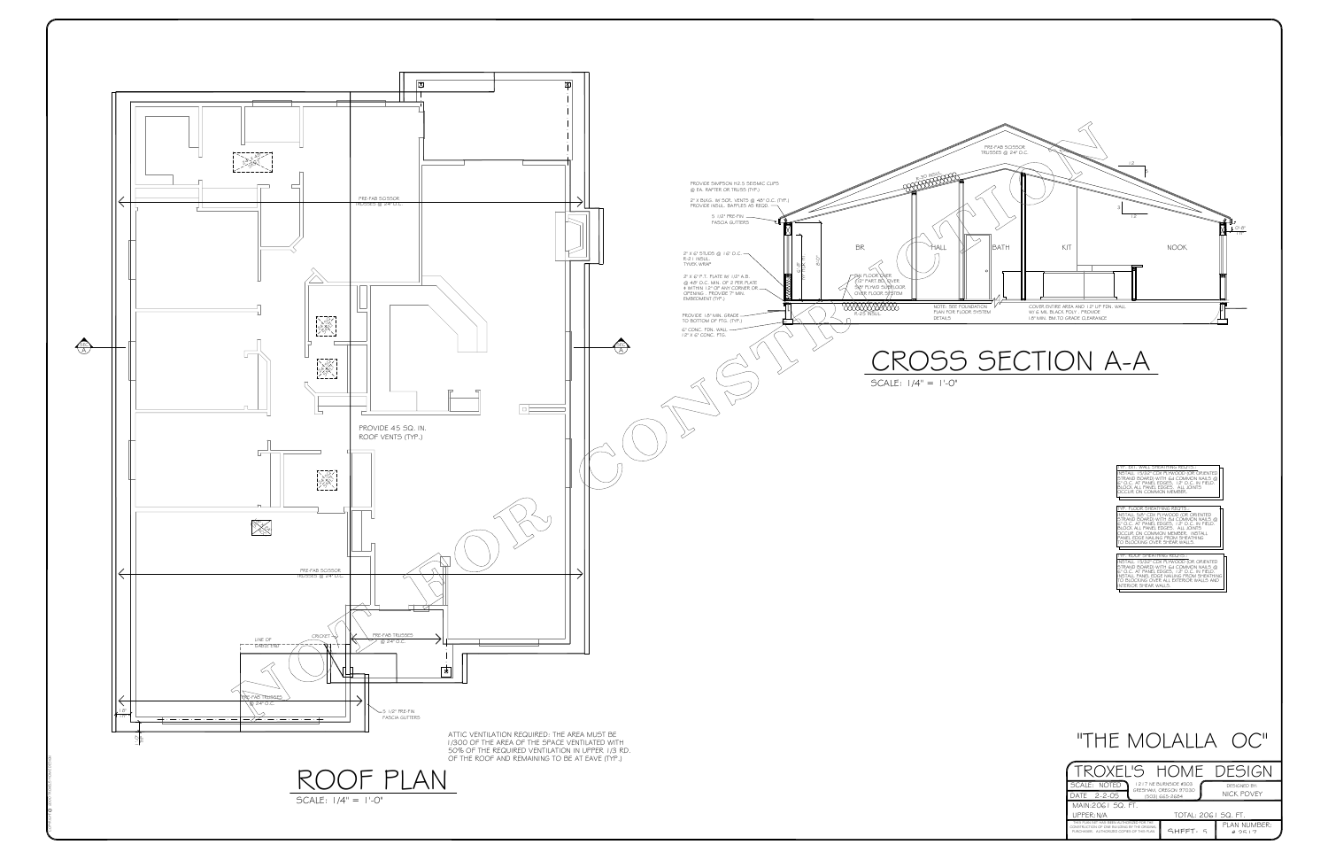# ROOF PLAN

SCALE: 1/4" = 1'-0"

PRE-FAB SCISSOR TRUSSES @ 24" O.C.

PROVIDE 45 SQ. IN. ROOF VENTS (TYP.)

PRE-FAB SCISSOR TRUSSES @ 24" O.C.

LINE OF GABLE END

CRICKET

PRE-FAB TRUSSES @ 24" O.C.

PRE-FAB TRUSSES @ 24" O.C.

5 1/2" PRE-FIN. FASCIA GUTTERS

ATTIC VENTILATION REQUIRED: THE AREA MUST BE 1/300 OF THE AREA OF THE SPACE VENTILATED WITH 50% OF THE REQUIRED VENTILATION IN UPPER 1/3 RD. OF THE ROOF AND REMAINING TO BE AT EAVE (TYP.)

# CROSS SECTION A-A

SCALE: 1/4" = 1'-0"

PRE-FAB SCISSOR TRUSSES @ 24" O.C.

R-30 INSUL.

PROVIDE SIMPSON H2.5 SEISMIC CLIPS @ EA. RAFTER OR TRUSS (TYP.)

2" X BLKG. W/ SCR. VENTS @ 48" O.C. (TYP.) PROVIDE INSUL. BAFFLES AS REQD.

5 1/2" PRE-FIN. FASCIA GUTTERS

2" X 6" STUDS @ 16" O.C. R-21 INSUL. TYVEK WRAP

2" X 6" P.T. PLATE W/ 1/2" A.B. @ 48" O.C. MIN. OF 2 PER PLATE & WITHIN 12" OF ANY CORNER OR OPENING. PROVIDE 7" MIN. EMBEDMENT (TYP.)

PROVIDE 18" MIN. GRADE TO BOTTOM OF FTG. (TYP.)

6" CONC. FDN. WALL 12" X 6" CONC. FTG.

FIN. FLOOR OVER 1/2" PART. BD. OVER 3/4" PLYWD SUBFLOOR OVER FLOOR SYSTEM

R-25 INSUL.

NOTE: SEE FOUNDATION PLAN FOR FLOOR SYSTEM DETAILS

COVER ENTIRE AREA AND 12" UP FDN. WALL W/ 6 MIL BLACK POLY. PROVIDE 18" MIN. BM TO GRADE CLEARANCE

BR | HALL | BATH | KIT | NOOK

12 / 4 ; 3 / 12

TYP. EXT. WALL SHEATHING REQ'TS.: INSTALL 15/32" CDX PLYWOOD (OR ORIENTED STRAND BOARD) WITH 6d COMMON NAILS @ 6" O.C. AT PANEL EDGES, 12" O.C. IN FIELD. BLOCK ALL PANEL EDGES. ALL JOINTS OCCUR ON COMMON MEMBER.

TYP. FLOOR SHEATHING REQ'TS.: INSTALL 5/8" CDX PLYWOOD (OR ORIENTED STRAND BOARD) WITH 8d COMMON NAILS @ 6" O.C. AT PANEL EDGES, 12" O.C. IN FIELD. BLOCK ALL PANEL EDGES. ALL JOINTS OCCUR ON COMMON MEMBER. INSTALL PANEL EDGE NAILING FROM SHEATHING TO BLOCKING OVER SHEAR WALLS.

TYP. ROOF SHEATHING REQ'TS.: INSTALL 15/32" CDX PLYWOOD (OR ORIENTED STRAND BOARD) WITH 8d COMMON NAILS @ 6" O.C. AT PANEL EDGES, 12" O.C. IN FIELD. INSTALL PANEL EDGE NAILING FROM SHEATHING TO BLOCKING OVER ALL EXTERIOR WALLS AND INTERIOR SHEAR WALLS.

NOT FOR CONSTRUCTION

## "THE MOLALLA OC"

TROXEL'S HOME DESIGN

| | | |
|---|---|---|
| SCALE: NOTED | 1217 NE BURNSIDE #303 GRESHAM, OREGON 97030 (503) 665-2684 | DESIGNED BY: NICK POVEY |
| DATE: 2-2-05 | | |
| MAIN: 2061 SQ. FT. | | |
| UPPER: N/A | TOTAL: 2061 SQ. FT. | |
| THIS PLAN HAS BEEN AUTHORIZED FOR THE CONSTRUCTION OF ONE BUILDING BY THE ORIGINAL PURCHASER. AUTHORIZED COPIES OF THIS PLAN | SHEET: 5 | PLAN NUMBER: #2517 |